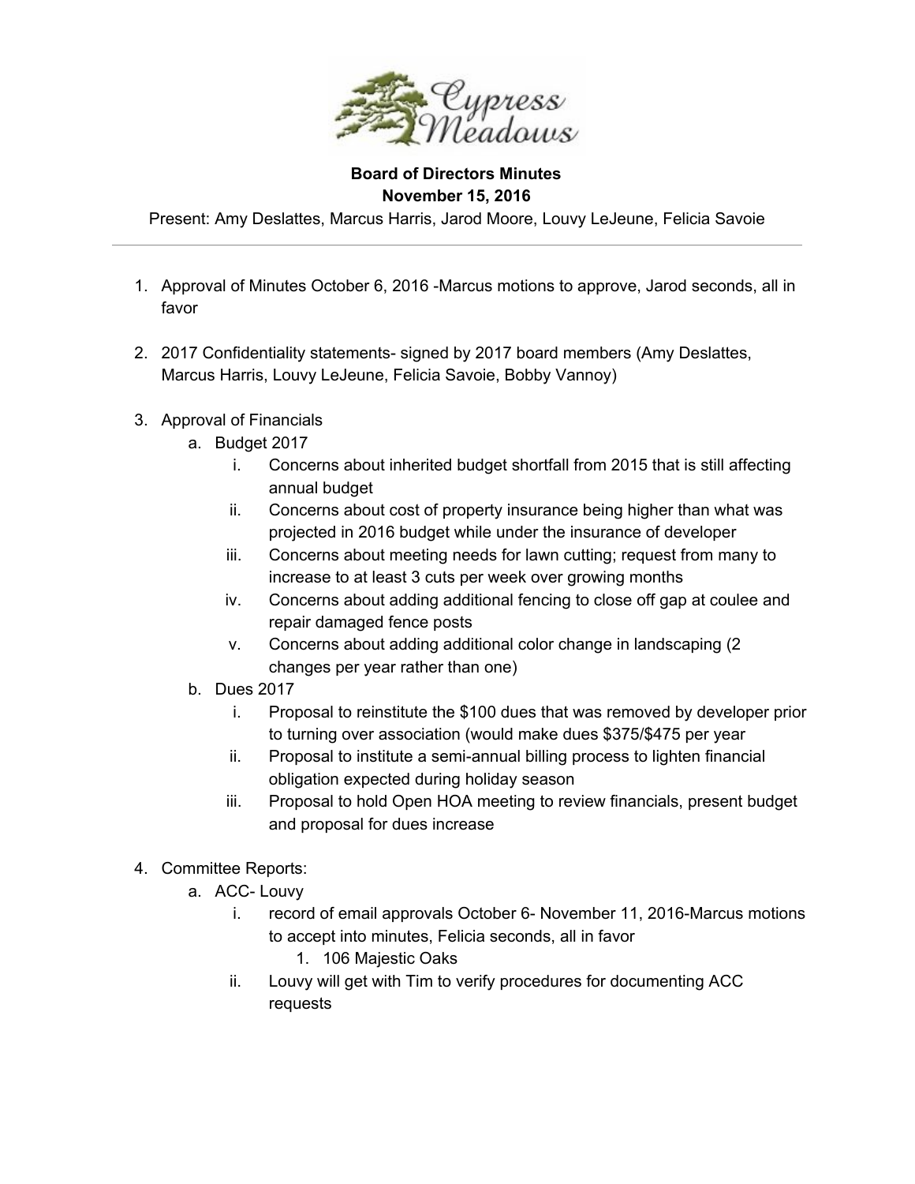**Board of Directors Minutes**
**November 15, 2016**

Present: Amy Deslattes, Marcus Harris, Jarod Moore, Louvy LeJeune, Felicia Savoie

---

1. Approval of Minutes October 6, 2016 -Marcus motions to approve, Jarod seconds, all in favor

2. 2017 Confidentiality statements- signed by 2017 board members (Amy Deslattes, Marcus Harris, Louvy LeJeune, Felicia Savoie, Bobby Vannoy)

3. Approval of Financials
   a. Budget 2017
      i. Concerns about inherited budget shortfall from 2015 that is still affecting annual budget
      ii. Concerns about cost of property insurance being higher than what was projected in 2016 budget while under the insurance of developer
      iii. Concerns about meeting needs for lawn cutting; request from many to increase to at least 3 cuts per week over growing months
      iv. Concerns about adding additional fencing to close off gap at coulee and repair damaged fence posts
      v. Concerns about adding additional color change in landscaping (2 changes per year rather than one)
   b. Dues 2017
      i. Proposal to reinstitute the $100 dues that was removed by developer prior to turning over association (would make dues $375/$475 per year
      ii. Proposal to institute a semi-annual billing process to lighten financial obligation expected during holiday season
      iii. Proposal to hold Open HOA meeting to review financials, present budget and proposal for dues increase

4. Committee Reports:
   a. ACC- Louvy
      i. record of email approvals October 6- November 11, 2016-Marcus motions to accept into minutes, Felicia seconds, all in favor
         1. 106 Majestic Oaks
      ii. Louvy will get with Tim to verify procedures for documenting ACC requests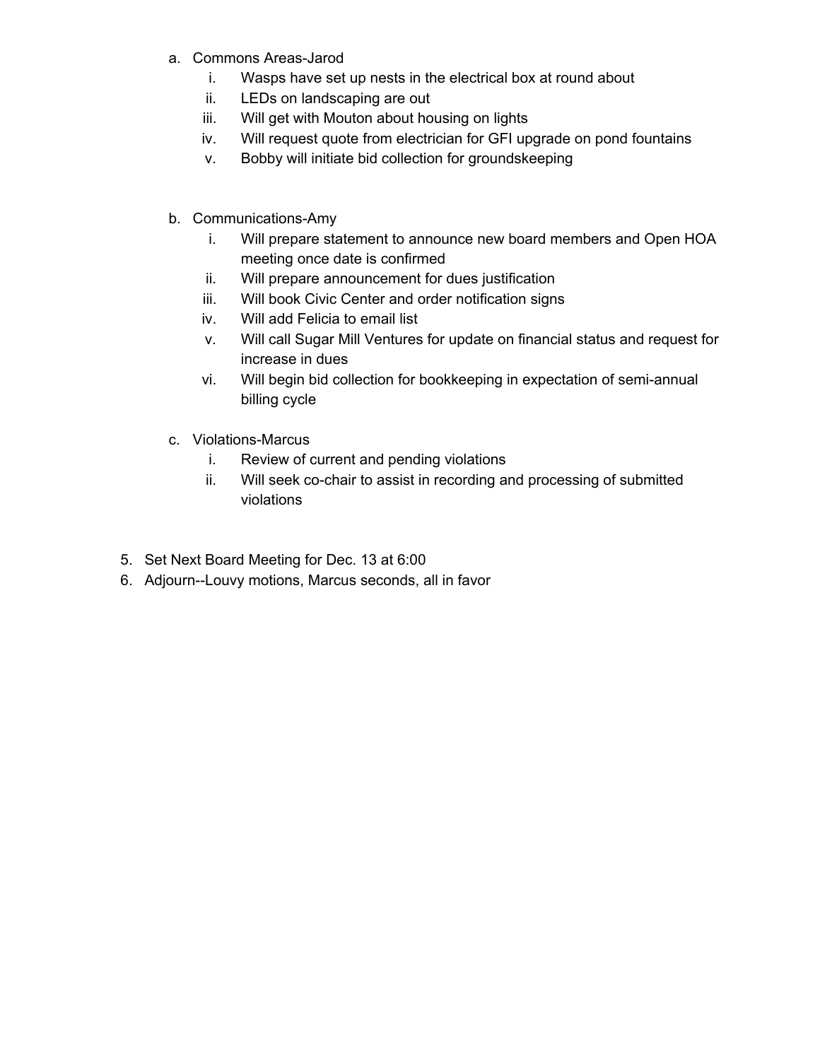a. Commons Areas-Jarod
    i. Wasps have set up nests in the electrical box at round about
    ii. LEDs on landscaping are out
    iii. Will get with Mouton about housing on lights
    iv. Will request quote from electrician for GFI upgrade on pond fountains
    v. Bobby will initiate bid collection for groundskeeping

b. Communications-Amy
    i. Will prepare statement to announce new board members and Open HOA meeting once date is confirmed
    ii. Will prepare announcement for dues justification
    iii. Will book Civic Center and order notification signs
    iv. Will add Felicia to email list
    v. Will call Sugar Mill Ventures for update on financial status and request for increase in dues
    vi. Will begin bid collection for bookkeeping in expectation of semi-annual billing cycle

c. Violations-Marcus
    i. Review of current and pending violations
    ii. Will seek co-chair to assist in recording and processing of submitted violations

5. Set Next Board Meeting for Dec. 13 at 6:00
6. Adjourn--Louvy motions, Marcus seconds, all in favor